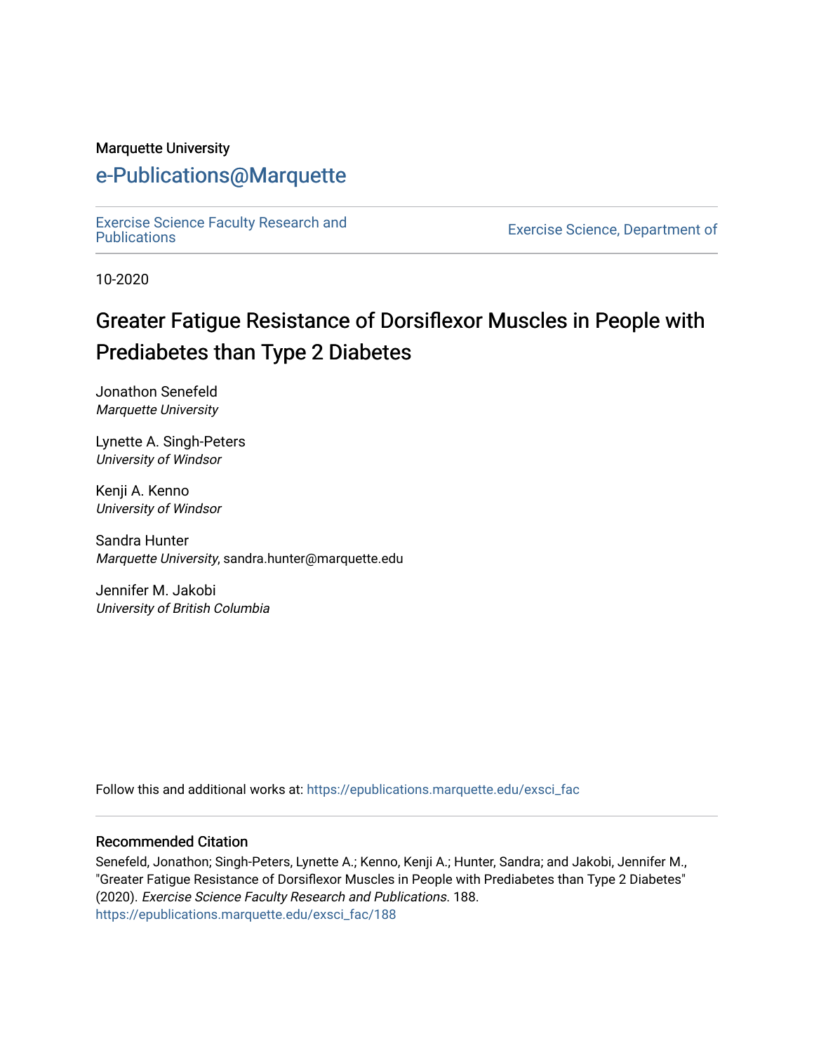Marquette University

# e-Publications@Marquette

Exercise Science Faculty Research and Publications

Exercise Science, Department of

10-2020

# Greater Fatigue Resistance of Dorsiflexor Muscles in People with Prediabetes than Type 2 Diabetes

Jonathon Senefeld
*Marquette University*

Lynette A. Singh-Peters
*University of Windsor*

Kenji A. Kenno
*University of Windsor*

Sandra Hunter
*Marquette University*, sandra.hunter@marquette.edu

Jennifer M. Jakobi
*University of British Columbia*

Follow this and additional works at: https://epublications.marquette.edu/exsci_fac

## Recommended Citation

Senefeld, Jonathon; Singh-Peters, Lynette A.; Kenno, Kenji A.; Hunter, Sandra; and Jakobi, Jennifer M., "Greater Fatigue Resistance of Dorsiflexor Muscles in People with Prediabetes than Type 2 Diabetes" (2020). *Exercise Science Faculty Research and Publications*. 188.
https://epublications.marquette.edu/exsci_fac/188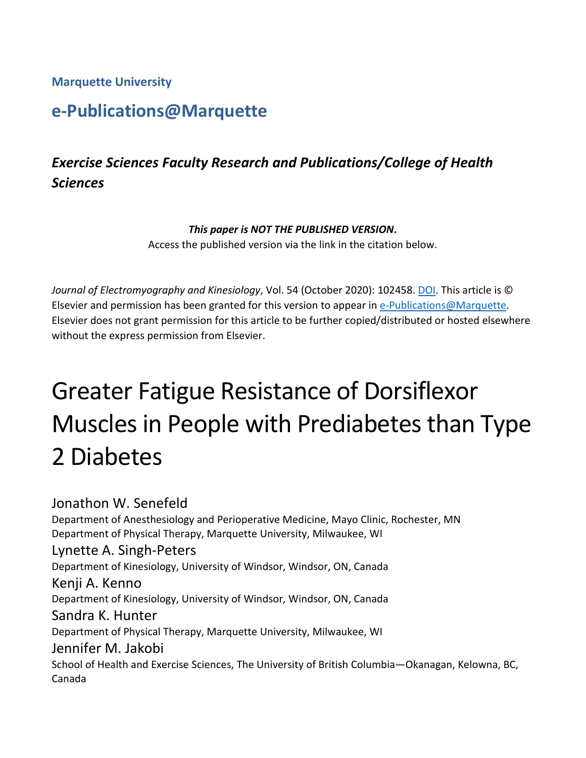**Marquette University**

## e-Publications@Marquette

### *Exercise Sciences Faculty Research and Publications/College of Health Sciences*

***This paper is NOT THE PUBLISHED VERSION*.**
Access the published version via the link in the citation below.

*Journal of Electromyography and Kinesiology*, Vol. 54 (October 2020): 102458. DOI. This article is © Elsevier and permission has been granted for this version to appear in e-Publications@Marquette. Elsevier does not grant permission for this article to be further copied/distributed or hosted elsewhere without the express permission from Elsevier.

# Greater Fatigue Resistance of Dorsiflexor Muscles in People with Prediabetes than Type 2 Diabetes

Jonathon W. Senefeld
Department of Anesthesiology and Perioperative Medicine, Mayo Clinic, Rochester, MN
Department of Physical Therapy, Marquette University, Milwaukee, WI

Lynette A. Singh-Peters
Department of Kinesiology, University of Windsor, Windsor, ON, Canada

Kenji A. Kenno
Department of Kinesiology, University of Windsor, Windsor, ON, Canada

Sandra K. Hunter
Department of Physical Therapy, Marquette University, Milwaukee, WI

Jennifer M. Jakobi
School of Health and Exercise Sciences, The University of British Columbia—Okanagan, Kelowna, BC, Canada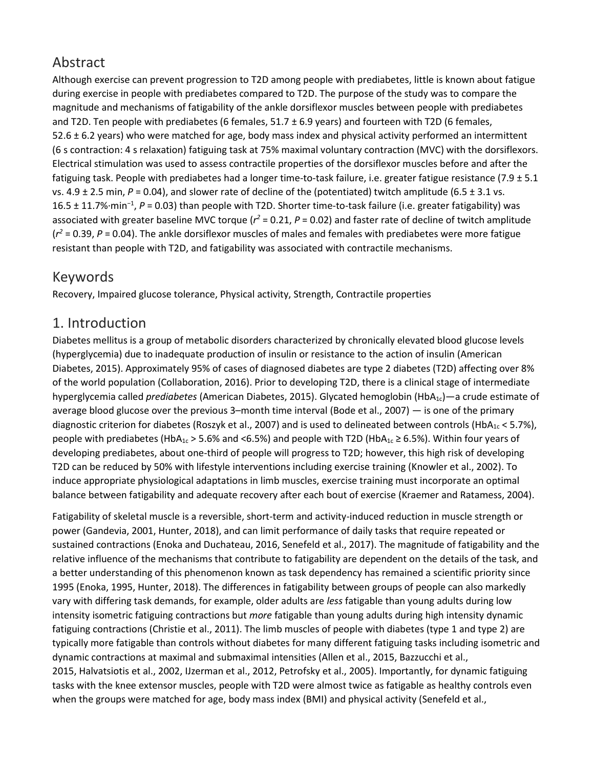## Abstract

Although exercise can prevent progression to T2D among people with prediabetes, little is known about fatigue during exercise in people with prediabetes compared to T2D. The purpose of the study was to compare the magnitude and mechanisms of fatigability of the ankle dorsiflexor muscles between people with prediabetes and T2D. Ten people with prediabetes (6 females, 51.7 ± 6.9 years) and fourteen with T2D (6 females, 52.6 ± 6.2 years) who were matched for age, body mass index and physical activity performed an intermittent (6 s contraction: 4 s relaxation) fatiguing task at 75% maximal voluntary contraction (MVC) with the dorsiflexors. Electrical stimulation was used to assess contractile properties of the dorsiflexor muscles before and after the fatiguing task. People with prediabetes had a longer time-to-task failure, i.e. greater fatigue resistance (7.9 ± 5.1 vs. 4.9 ± 2.5 min, $P = 0.04$), and slower rate of decline of the (potentiated) twitch amplitude (6.5 ± 3.1 vs. 16.5 ± 11.7%·min$^{-1}$, $P = 0.03$) than people with T2D. Shorter time-to-task failure (i.e. greater fatigability) was associated with greater baseline MVC torque ($r^2 = 0.21$, $P = 0.02$) and faster rate of decline of twitch amplitude ($r^2 = 0.39$, $P = 0.04$). The ankle dorsiflexor muscles of males and females with prediabetes were more fatigue resistant than people with T2D, and fatigability was associated with contractile mechanisms.

## Keywords

Recovery, Impaired glucose tolerance, Physical activity, Strength, Contractile properties

## 1. Introduction

Diabetes mellitus is a group of metabolic disorders characterized by chronically elevated blood glucose levels (hyperglycemia) due to inadequate production of insulin or resistance to the action of insulin (American Diabetes, 2015). Approximately 95% of cases of diagnosed diabetes are type 2 diabetes (T2D) affecting over 8% of the world population (Collaboration, 2016). Prior to developing T2D, there is a clinical stage of intermediate hyperglycemia called *prediabetes* (American Diabetes, 2015). Glycated hemoglobin ($HbA_{1c}$)—a crude estimate of average blood glucose over the previous 3–month time interval (Bode et al., 2007) — is one of the primary diagnostic criterion for diabetes (Roszyk et al., 2007) and is used to delineated between controls ($HbA_{1c} < 5.7\%$), people with prediabetes ($HbA_{1c} > 5.6\%$ and $<6.5\%$) and people with T2D ($HbA_{1c} \geq 6.5\%$). Within four years of developing prediabetes, about one-third of people will progress to T2D; however, this high risk of developing T2D can be reduced by 50% with lifestyle interventions including exercise training (Knowler et al., 2002). To induce appropriate physiological adaptations in limb muscles, exercise training must incorporate an optimal balance between fatigability and adequate recovery after each bout of exercise (Kraemer and Ratamess, 2004).

Fatigability of skeletal muscle is a reversible, short-term and activity-induced reduction in muscle strength or power (Gandevia, 2001, Hunter, 2018), and can limit performance of daily tasks that require repeated or sustained contractions (Enoka and Duchateau, 2016, Senefeld et al., 2017). The magnitude of fatigability and the relative influence of the mechanisms that contribute to fatigability are dependent on the details of the task, and a better understanding of this phenomenon known as task dependency has remained a scientific priority since 1995 (Enoka, 1995, Hunter, 2018). The differences in fatigability between groups of people can also markedly vary with differing task demands, for example, older adults are *less* fatigable than young adults during low intensity isometric fatiguing contractions but *more* fatigable than young adults during high intensity dynamic fatiguing contractions (Christie et al., 2011). The limb muscles of people with diabetes (type 1 and type 2) are typically more fatigable than controls without diabetes for many different fatiguing tasks including isometric and dynamic contractions at maximal and submaximal intensities (Allen et al., 2015, Bazzucchi et al., 2015, Halvatsiotis et al., 2002, IJzerman et al., 2012, Petrofsky et al., 2005). Importantly, for dynamic fatiguing tasks with the knee extensor muscles, people with T2D were almost twice as fatigable as healthy controls even when the groups were matched for age, body mass index (BMI) and physical activity (Senefeld et al.,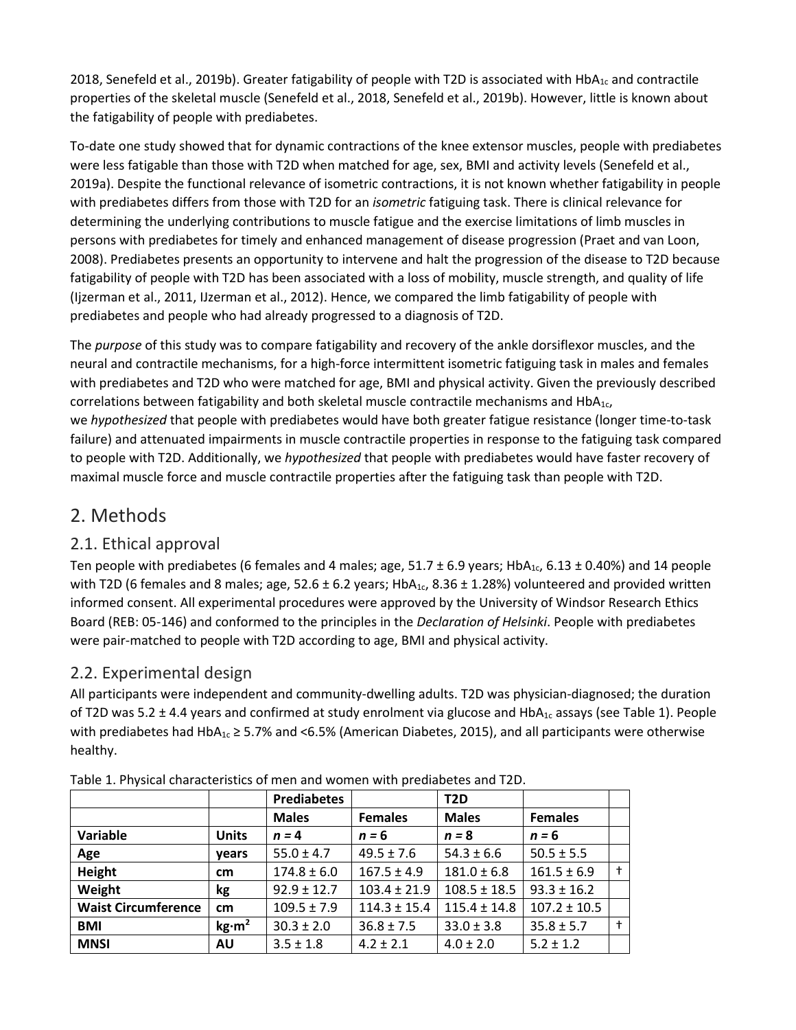2018, Senefeld et al., 2019b). Greater fatigability of people with T2D is associated with $HbA_{1c}$ and contractile properties of the skeletal muscle (Senefeld et al., 2018, Senefeld et al., 2019b). However, little is known about the fatigability of people with prediabetes.

To-date one study showed that for dynamic contractions of the knee extensor muscles, people with prediabetes were less fatigable than those with T2D when matched for age, sex, BMI and activity levels (Senefeld et al., 2019a). Despite the functional relevance of isometric contractions, it is not known whether fatigability in people with prediabetes differs from those with T2D for an *isometric* fatiguing task. There is clinical relevance for determining the underlying contributions to muscle fatigue and the exercise limitations of limb muscles in persons with prediabetes for timely and enhanced management of disease progression (Praet and van Loon, 2008). Prediabetes presents an opportunity to intervene and halt the progression of the disease to T2D because fatigability of people with T2D has been associated with a loss of mobility, muscle strength, and quality of life (Ijzerman et al., 2011, IJzerman et al., 2012). Hence, we compared the limb fatigability of people with prediabetes and people who had already progressed to a diagnosis of T2D.

The *purpose* of this study was to compare fatigability and recovery of the ankle dorsiflexor muscles, and the neural and contractile mechanisms, for a high-force intermittent isometric fatiguing task in males and females with prediabetes and T2D who were matched for age, BMI and physical activity. Given the previously described correlations between fatigability and both skeletal muscle contractile mechanisms and $HbA_{1c}$, we *hypothesized* that people with prediabetes would have both greater fatigue resistance (longer time-to-task failure) and attenuated impairments in muscle contractile properties in response to the fatiguing task compared to people with T2D. Additionally, we *hypothesized* that people with prediabetes would have faster recovery of maximal muscle force and muscle contractile properties after the fatiguing task than people with T2D.

# 2. Methods

## 2.1. Ethical approval

Ten people with prediabetes (6 females and 4 males; age, 51.7 ± 6.9 years; $HbA_{1c}$, 6.13 ± 0.40%) and 14 people with T2D (6 females and 8 males; age, 52.6 ± 6.2 years; $HbA_{1c}$, 8.36 ± 1.28%) volunteered and provided written informed consent. All experimental procedures were approved by the University of Windsor Research Ethics Board (REB: 05-146) and conformed to the principles in the *Declaration of Helsinki*. People with prediabetes were pair-matched to people with T2D according to age, BMI and physical activity.

## 2.2. Experimental design

All participants were independent and community-dwelling adults. T2D was physician-diagnosed; the duration of T2D was 5.2 ± 4.4 years and confirmed at study enrolment via glucose and $HbA_{1c}$ assays (see Table 1). People with prediabetes had $HbA_{1c}$ ≥ 5.7% and <6.5% (American Diabetes, 2015), and all participants were otherwise healthy.

Table 1. Physical characteristics of men and women with prediabetes and T2D.

| | | Prediabetes | | T2D | | |
|---|---|---|---|---|---|---|
| | | **Males** | **Females** | **Males** | **Females** | |
| **Variable** | **Units** | ***n* = 4** | ***n* = 6** | ***n* = 8** | ***n* = 6** | |
| **Age** | **years** | 55.0 ± 4.7 | 49.5 ± 7.6 | 54.3 ± 6.6 | 50.5 ± 5.5 | |
| **Height** | **cm** | 174.8 ± 6.0 | 167.5 ± 4.9 | 181.0 ± 6.8 | 161.5 ± 6.9 | † |
| **Weight** | **kg** | 92.9 ± 12.7 | 103.4 ± 21.9 | 108.5 ± 18.5 | 93.3 ± 16.2 | |
| **Waist Circumference** | **cm** | 109.5 ± 7.9 | 114.3 ± 15.4 | 115.4 ± 14.8 | 107.2 ± 10.5 | |
| **BMI** | **$kg{\cdot}m^2$** | 30.3 ± 2.0 | 36.8 ± 7.5 | 33.0 ± 3.8 | 35.8 ± 5.7 | † |
| **MNSI** | **AU** | 3.5 ± 1.8 | 4.2 ± 2.1 | 4.0 ± 2.0 | 5.2 ± 1.2 | |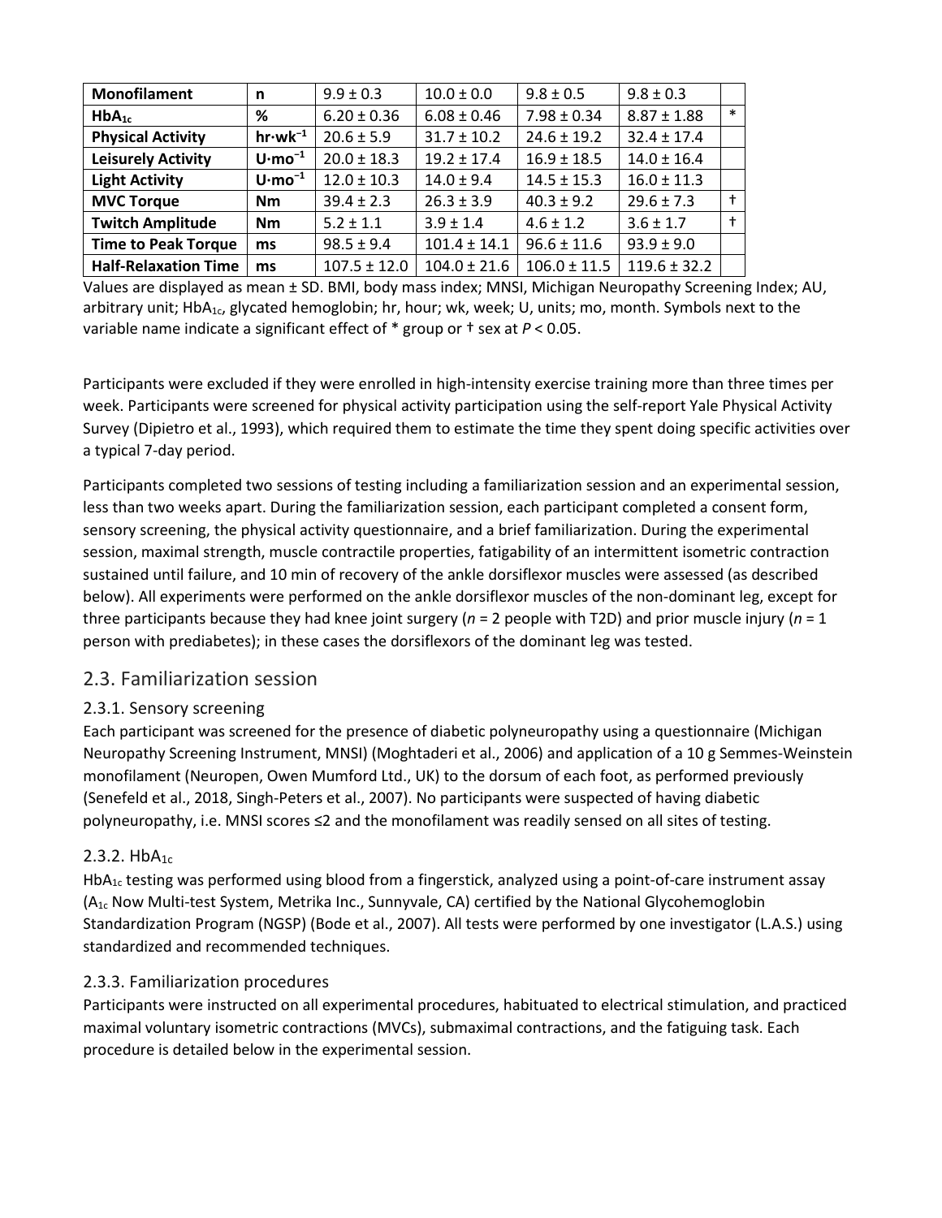| Monofilament | n | 9.9 ± 0.3 | 10.0 ± 0.0 | 9.8 ± 0.5 | 9.8 ± 0.3 | |
|---|---|---|---|---|---|---|
| $HbA_{1c}$ | % | 6.20 ± 0.36 | 6.08 ± 0.46 | 7.98 ± 0.34 | 8.87 ± 1.88 | * |
| Physical Activity | $hr \cdot wk^{-1}$ | 20.6 ± 5.9 | 31.7 ± 10.2 | 24.6 ± 19.2 | 32.4 ± 17.4 | |
| Leisurely Activity | $U \cdot mo^{-1}$ | 20.0 ± 18.3 | 19.2 ± 17.4 | 16.9 ± 18.5 | 14.0 ± 16.4 | |
| Light Activity | $U \cdot mo^{-1}$ | 12.0 ± 10.3 | 14.0 ± 9.4 | 14.5 ± 15.3 | 16.0 ± 11.3 | |
| MVC Torque | Nm | 39.4 ± 2.3 | 26.3 ± 3.9 | 40.3 ± 9.2 | 29.6 ± 7.3 | † |
| Twitch Amplitude | Nm | 5.2 ± 1.1 | 3.9 ± 1.4 | 4.6 ± 1.2 | 3.6 ± 1.7 | † |
| Time to Peak Torque | ms | 98.5 ± 9.4 | 101.4 ± 14.1 | 96.6 ± 11.6 | 93.9 ± 9.0 | |
| Half-Relaxation Time | ms | 107.5 ± 12.0 | 104.0 ± 21.6 | 106.0 ± 11.5 | 119.6 ± 32.2 | |

Values are displayed as mean ± SD. BMI, body mass index; MNSI, Michigan Neuropathy Screening Index; AU, arbitrary unit; $HbA_{1c}$, glycated hemoglobin; hr, hour; wk, week; U, units; mo, month. Symbols next to the variable name indicate a significant effect of * group or † sex at $P < 0.05$.

Participants were excluded if they were enrolled in high-intensity exercise training more than three times per week. Participants were screened for physical activity participation using the self-report Yale Physical Activity Survey (Dipietro et al., 1993), which required them to estimate the time they spent doing specific activities over a typical 7-day period.

Participants completed two sessions of testing including a familiarization session and an experimental session, less than two weeks apart. During the familiarization session, each participant completed a consent form, sensory screening, the physical activity questionnaire, and a brief familiarization. During the experimental session, maximal strength, muscle contractile properties, fatigability of an intermittent isometric contraction sustained until failure, and 10 min of recovery of the ankle dorsiflexor muscles were assessed (as described below). All experiments were performed on the ankle dorsiflexor muscles of the non-dominant leg, except for three participants because they had knee joint surgery (*n* = 2 people with T2D) and prior muscle injury (*n* = 1 person with prediabetes); in these cases the dorsiflexors of the dominant leg was tested.

## 2.3. Familiarization session

### 2.3.1. Sensory screening

Each participant was screened for the presence of diabetic polyneuropathy using a questionnaire (Michigan Neuropathy Screening Instrument, MNSI) (Moghtaderi et al., 2006) and application of a 10 g Semmes-Weinstein monofilament (Neuropen, Owen Mumford Ltd., UK) to the dorsum of each foot, as performed previously (Senefeld et al., 2018, Singh-Peters et al., 2007). No participants were suspected of having diabetic polyneuropathy, i.e. MNSI scores ≤2 and the monofilament was readily sensed on all sites of testing.

### 2.3.2. $HbA_{1c}$

$HbA_{1c}$ testing was performed using blood from a fingerstick, analyzed using a point-of-care instrument assay ($A_{1c}$ Now Multi-test System, Metrika Inc., Sunnyvale, CA) certified by the National Glycohemoglobin Standardization Program (NGSP) (Bode et al., 2007). All tests were performed by one investigator (L.A.S.) using standardized and recommended techniques.

### 2.3.3. Familiarization procedures

Participants were instructed on all experimental procedures, habituated to electrical stimulation, and practiced maximal voluntary isometric contractions (MVCs), submaximal contractions, and the fatiguing task. Each procedure is detailed below in the experimental session.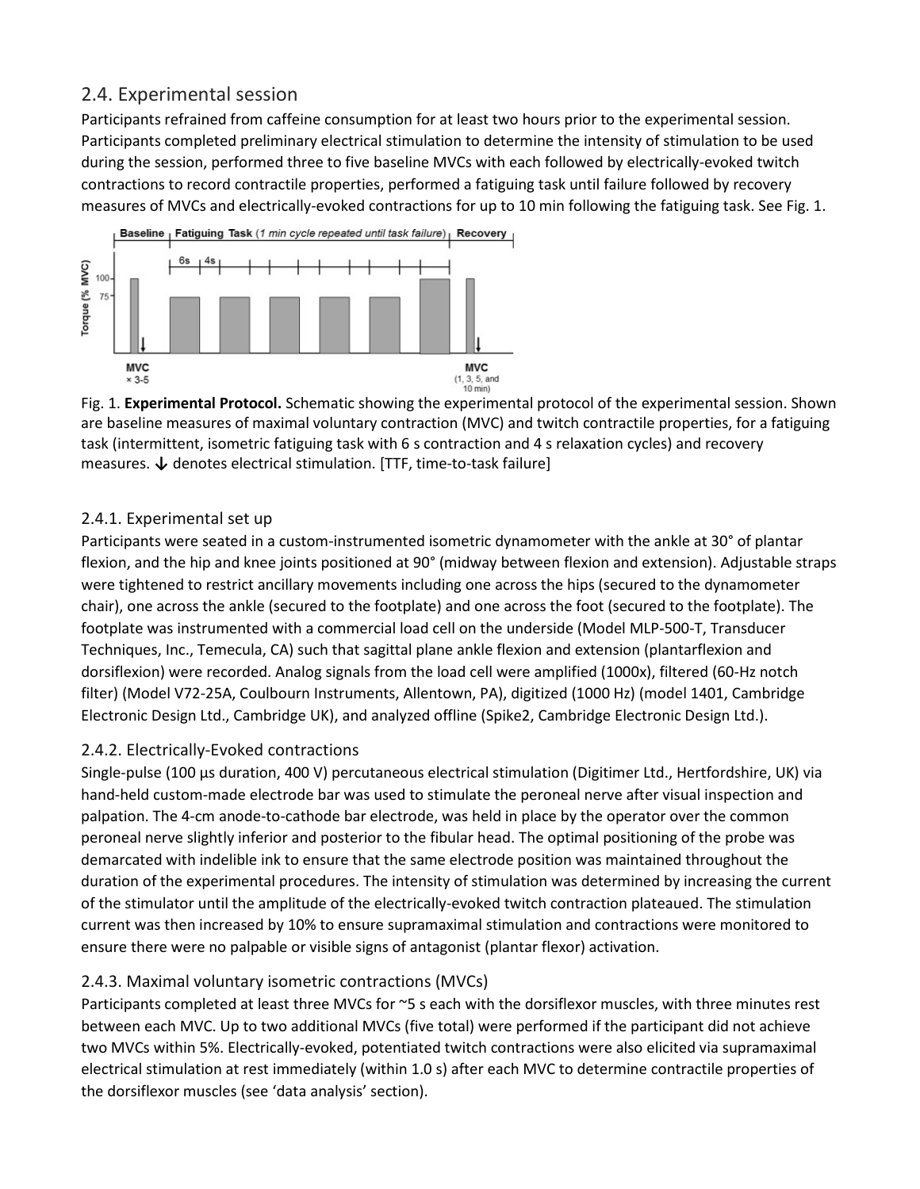## 2.4. Experimental session

Participants refrained from caffeine consumption for at least two hours prior to the experimental session. Participants completed preliminary electrical stimulation to determine the intensity of stimulation to be used during the session, performed three to five baseline MVCs with each followed by electrically-evoked twitch contractions to record contractile properties, performed a fatiguing task until failure followed by recovery measures of MVCs and electrically-evoked contractions for up to 10 min following the fatiguing task. See Fig. 1.

Fig. 1. **Experimental Protocol.** Schematic showing the experimental protocol of the experimental session. Shown are baseline measures of maximal voluntary contraction (MVC) and twitch contractile properties, for a fatiguing task (intermittent, isometric fatiguing task with 6 s contraction and 4 s relaxation cycles) and recovery measures. ↓ denotes electrical stimulation. [TTF, time-to-task failure]

### 2.4.1. Experimental set up

Participants were seated in a custom-instrumented isometric dynamometer with the ankle at 30° of plantar flexion, and the hip and knee joints positioned at 90° (midway between flexion and extension). Adjustable straps were tightened to restrict ancillary movements including one across the hips (secured to the dynamometer chair), one across the ankle (secured to the footplate) and one across the foot (secured to the footplate). The footplate was instrumented with a commercial load cell on the underside (Model MLP-500-T, Transducer Techniques, Inc., Temecula, CA) such that sagittal plane ankle flexion and extension (plantarflexion and dorsiflexion) were recorded. Analog signals from the load cell were amplified (1000x), filtered (60-Hz notch filter) (Model V72-25A, Coulbourn Instruments, Allentown, PA), digitized (1000 Hz) (model 1401, Cambridge Electronic Design Ltd., Cambridge UK), and analyzed offline (Spike2, Cambridge Electronic Design Ltd.).

### 2.4.2. Electrically-Evoked contractions

Single-pulse (100 µs duration, 400 V) percutaneous electrical stimulation (Digitimer Ltd., Hertfordshire, UK) via hand-held custom-made electrode bar was used to stimulate the peroneal nerve after visual inspection and palpation. The 4-cm anode-to-cathode bar electrode, was held in place by the operator over the common peroneal nerve slightly inferior and posterior to the fibular head. The optimal positioning of the probe was demarcated with indelible ink to ensure that the same electrode position was maintained throughout the duration of the experimental procedures. The intensity of stimulation was determined by increasing the current of the stimulator until the amplitude of the electrically-evoked twitch contraction plateaued. The stimulation current was then increased by 10% to ensure supramaximal stimulation and contractions were monitored to ensure there were no palpable or visible signs of antagonist (plantar flexor) activation.

### 2.4.3. Maximal voluntary isometric contractions (MVCs)

Participants completed at least three MVCs for ~5 s each with the dorsiflexor muscles, with three minutes rest between each MVC. Up to two additional MVCs (five total) were performed if the participant did not achieve two MVCs within 5%. Electrically-evoked, potentiated twitch contractions were also elicited via supramaximal electrical stimulation at rest immediately (within 1.0 s) after each MVC to determine contractile properties of the dorsiflexor muscles (see 'data analysis' section).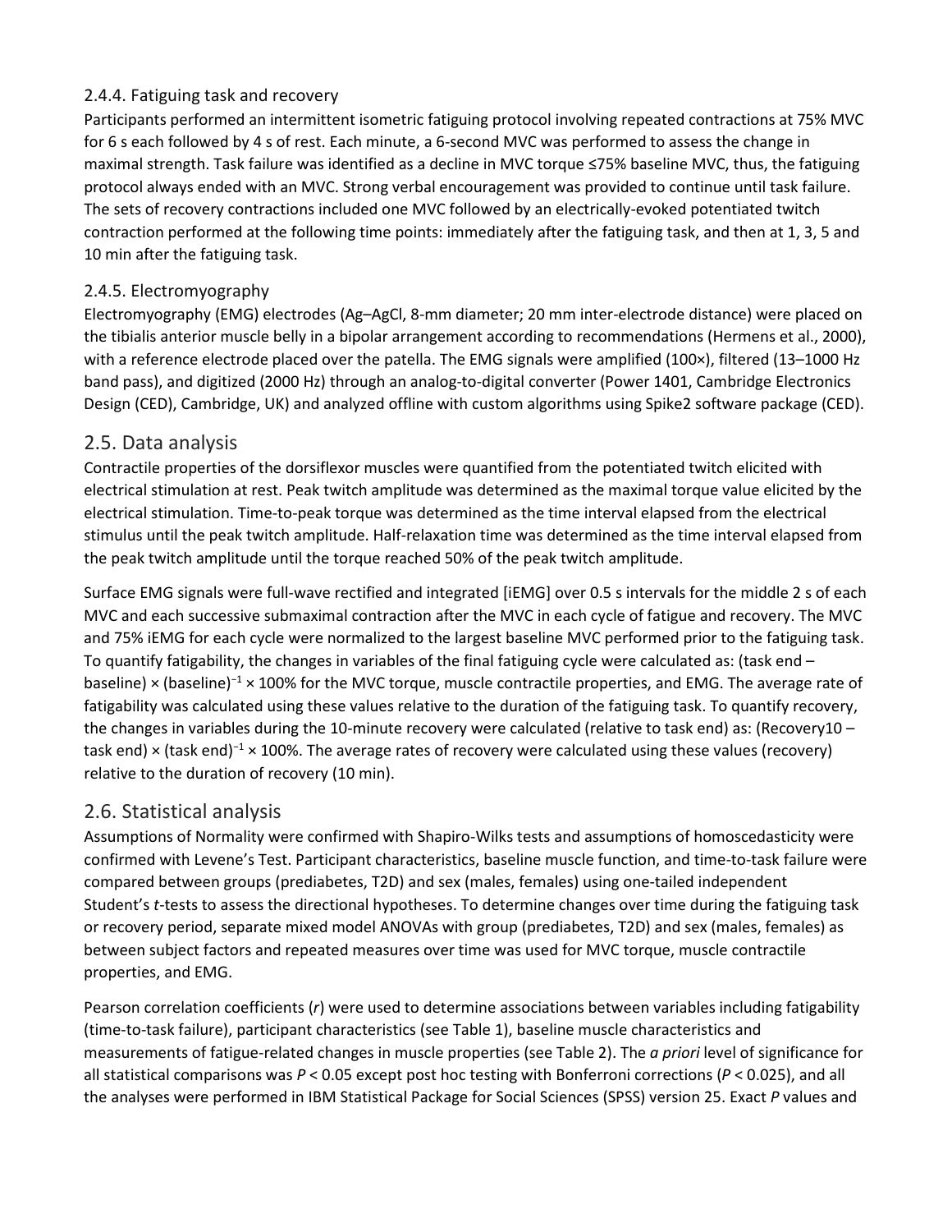### 2.4.4. Fatiguing task and recovery

Participants performed an intermittent isometric fatiguing protocol involving repeated contractions at 75% MVC for 6 s each followed by 4 s of rest. Each minute, a 6-second MVC was performed to assess the change in maximal strength. Task failure was identified as a decline in MVC torque ≤75% baseline MVC, thus, the fatiguing protocol always ended with an MVC. Strong verbal encouragement was provided to continue until task failure. The sets of recovery contractions included one MVC followed by an electrically-evoked potentiated twitch contraction performed at the following time points: immediately after the fatiguing task, and then at 1, 3, 5 and 10 min after the fatiguing task.

### 2.4.5. Electromyography

Electromyography (EMG) electrodes (Ag–AgCl, 8-mm diameter; 20 mm inter-electrode distance) were placed on the tibialis anterior muscle belly in a bipolar arrangement according to recommendations (Hermens et al., 2000), with a reference electrode placed over the patella. The EMG signals were amplified (100×), filtered (13–1000 Hz band pass), and digitized (2000 Hz) through an analog-to-digital converter (Power 1401, Cambridge Electronics Design (CED), Cambridge, UK) and analyzed offline with custom algorithms using Spike2 software package (CED).

## 2.5. Data analysis

Contractile properties of the dorsiflexor muscles were quantified from the potentiated twitch elicited with electrical stimulation at rest. Peak twitch amplitude was determined as the maximal torque value elicited by the electrical stimulation. Time-to-peak torque was determined as the time interval elapsed from the electrical stimulus until the peak twitch amplitude. Half-relaxation time was determined as the time interval elapsed from the peak twitch amplitude until the torque reached 50% of the peak twitch amplitude.

Surface EMG signals were full-wave rectified and integrated [iEMG] over 0.5 s intervals for the middle 2 s of each MVC and each successive submaximal contraction after the MVC in each cycle of fatigue and recovery. The MVC and 75% iEMG for each cycle were normalized to the largest baseline MVC performed prior to the fatiguing task. To quantify fatigability, the changes in variables of the final fatiguing cycle were calculated as: (task end – baseline) × (baseline)$^{-1}$ × 100% for the MVC torque, muscle contractile properties, and EMG. The average rate of fatigability was calculated using these values relative to the duration of the fatiguing task. To quantify recovery, the changes in variables during the 10-minute recovery were calculated (relative to task end) as: (Recovery10 – task end) × (task end)$^{-1}$ × 100%. The average rates of recovery were calculated using these values (recovery) relative to the duration of recovery (10 min).

## 2.6. Statistical analysis

Assumptions of Normality were confirmed with Shapiro-Wilks tests and assumptions of homoscedasticity were confirmed with Levene's Test. Participant characteristics, baseline muscle function, and time-to-task failure were compared between groups (prediabetes, T2D) and sex (males, females) using one-tailed independent Student's *t*-tests to assess the directional hypotheses. To determine changes over time during the fatiguing task or recovery period, separate mixed model ANOVAs with group (prediabetes, T2D) and sex (males, females) as between subject factors and repeated measures over time was used for MVC torque, muscle contractile properties, and EMG.

Pearson correlation coefficients ($r$) were used to determine associations between variables including fatigability (time-to-task failure), participant characteristics (see Table 1), baseline muscle characteristics and measurements of fatigue-related changes in muscle properties (see Table 2). The *a priori* level of significance for all statistical comparisons was $P < 0.05$ except post hoc testing with Bonferroni corrections ($P < 0.025$), and all the analyses were performed in IBM Statistical Package for Social Sciences (SPSS) version 25. Exact $P$ values and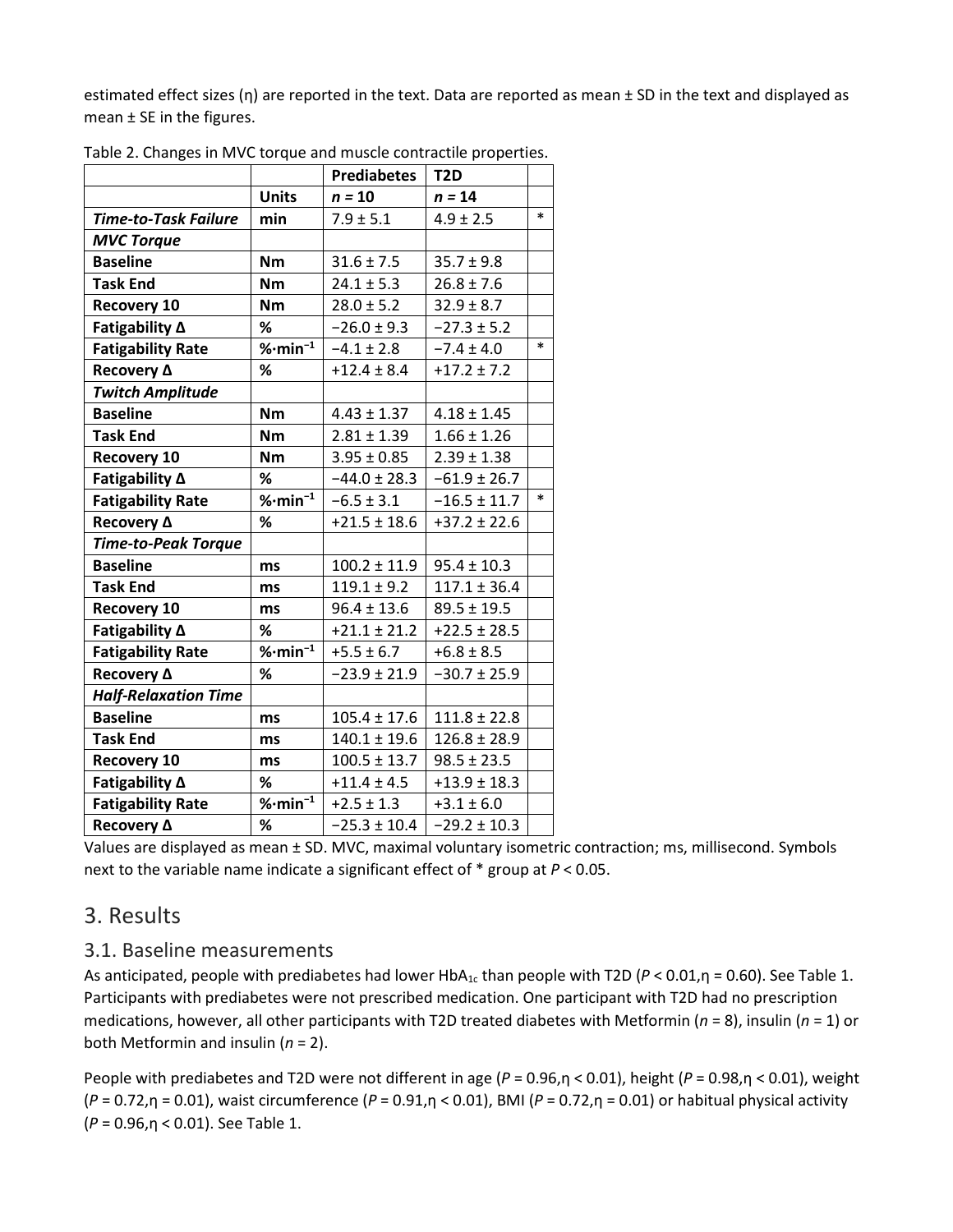estimated effect sizes (η) are reported in the text. Data are reported as mean ± SD in the text and displayed as mean ± SE in the figures.

Table 2. Changes in MVC torque and muscle contractile properties.

| | | Prediabetes | T2D | |
|---|---|---|---|---|
| | **Units** | ***n* = 10** | ***n* = 14** | |
| ***Time-to-Task Failure*** | **min** | 7.9 ± 5.1 | 4.9 ± 2.5 | * |
| ***MVC Torque*** | | | | |
| **Baseline** | **Nm** | 31.6 ± 7.5 | 35.7 ± 9.8 | |
| **Task End** | **Nm** | 24.1 ± 5.3 | 26.8 ± 7.6 | |
| **Recovery 10** | **Nm** | 28.0 ± 5.2 | 32.9 ± 8.7 | |
| **Fatigability Δ** | **%** | −26.0 ± 9.3 | −27.3 ± 5.2 | |
| **Fatigability Rate** | **%·min$^{-1}$** | −4.1 ± 2.8 | −7.4 ± 4.0 | * |
| **Recovery Δ** | **%** | +12.4 ± 8.4 | +17.2 ± 7.2 | |
| ***Twitch Amplitude*** | | | | |
| **Baseline** | **Nm** | 4.43 ± 1.37 | 4.18 ± 1.45 | |
| **Task End** | **Nm** | 2.81 ± 1.39 | 1.66 ± 1.26 | |
| **Recovery 10** | **Nm** | 3.95 ± 0.85 | 2.39 ± 1.38 | |
| **Fatigability Δ** | **%** | −44.0 ± 28.3 | −61.9 ± 26.7 | |
| **Fatigability Rate** | **%·min$^{-1}$** | −6.5 ± 3.1 | −16.5 ± 11.7 | * |
| **Recovery Δ** | **%** | +21.5 ± 18.6 | +37.2 ± 22.6 | |
| ***Time-to-Peak Torque*** | | | | |
| **Baseline** | **ms** | 100.2 ± 11.9 | 95.4 ± 10.3 | |
| **Task End** | **ms** | 119.1 ± 9.2 | 117.1 ± 36.4 | |
| **Recovery 10** | **ms** | 96.4 ± 13.6 | 89.5 ± 19.5 | |
| **Fatigability Δ** | **%** | +21.1 ± 21.2 | +22.5 ± 28.5 | |
| **Fatigability Rate** | **%·min$^{-1}$** | +5.5 ± 6.7 | +6.8 ± 8.5 | |
| **Recovery Δ** | **%** | −23.9 ± 21.9 | −30.7 ± 25.9 | |
| ***Half-Relaxation Time*** | | | | |
| **Baseline** | **ms** | 105.4 ± 17.6 | 111.8 ± 22.8 | |
| **Task End** | **ms** | 140.1 ± 19.6 | 126.8 ± 28.9 | |
| **Recovery 10** | **ms** | 100.5 ± 13.7 | 98.5 ± 23.5 | |
| **Fatigability Δ** | **%** | +11.4 ± 4.5 | +13.9 ± 18.3 | |
| **Fatigability Rate** | **%·min$^{-1}$** | +2.5 ± 1.3 | +3.1 ± 6.0 | |
| **Recovery Δ** | **%** | −25.3 ± 10.4 | −29.2 ± 10.3 | |

Values are displayed as mean ± SD. MVC, maximal voluntary isometric contraction; ms, millisecond. Symbols next to the variable name indicate a significant effect of * group at $P < 0.05$.

# 3. Results

## 3.1. Baseline measurements

As anticipated, people with prediabetes had lower $HbA_{1c}$ than people with T2D ($P < 0.01$, $\eta = 0.60$). See Table 1. Participants with prediabetes were not prescribed medication. One participant with T2D had no prescription medications, however, all other participants with T2D treated diabetes with Metformin (*n* = 8), insulin (*n* = 1) or both Metformin and insulin (*n* = 2).

People with prediabetes and T2D were not different in age ($P = 0.96$, $\eta < 0.01$), height ($P = 0.98$, $\eta < 0.01$), weight ($P = 0.72$, $\eta = 0.01$), waist circumference ($P = 0.91$, $\eta < 0.01$), BMI ($P = 0.72$, $\eta = 0.01$) or habitual physical activity ($P = 0.96$, $\eta < 0.01$). See Table 1.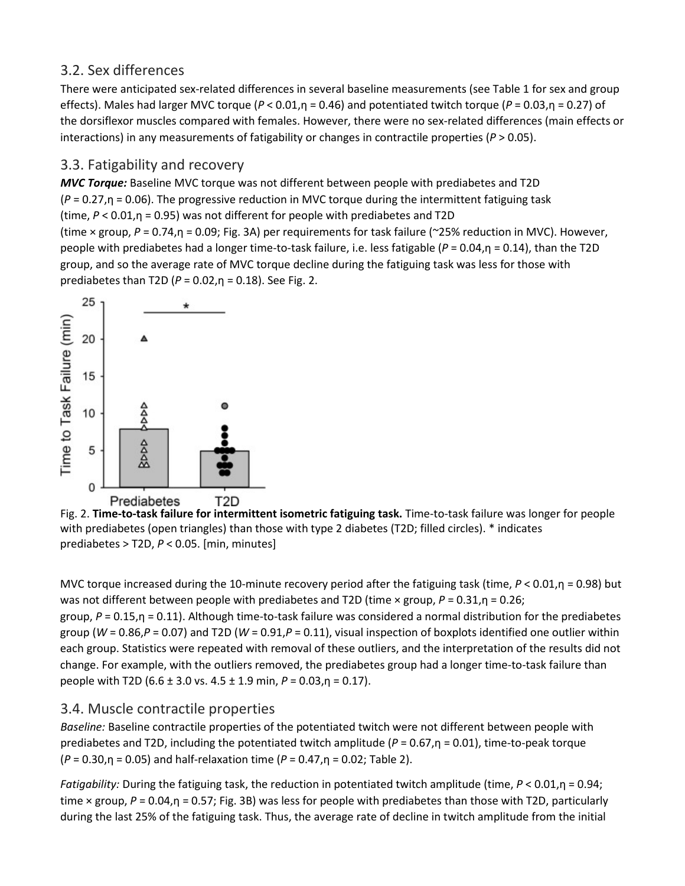## 3.2. Sex differences

There were anticipated sex-related differences in several baseline measurements (see Table 1 for sex and group effects). Males had larger MVC torque ($P < 0.01, \eta = 0.46$) and potentiated twitch torque ($P = 0.03, \eta = 0.27$) of the dorsiflexor muscles compared with females. However, there were no sex-related differences (main effects or interactions) in any measurements of fatigability or changes in contractile properties ($P > 0.05$).

## 3.3. Fatigability and recovery

***MVC Torque:*** Baseline MVC torque was not different between people with prediabetes and T2D ($P = 0.27, \eta = 0.06$). The progressive reduction in MVC torque during the intermittent fatiguing task (time, $P < 0.01, \eta = 0.95$) was not different for people with prediabetes and T2D (time × group, $P = 0.74, \eta = 0.09$; Fig. 3A) per requirements for task failure (~25% reduction in MVC). However, people with prediabetes had a longer time-to-task failure, i.e. less fatigable ($P = 0.04, \eta = 0.14$), than the T2D group, and so the average rate of MVC torque decline during the fatiguing task was less for those with prediabetes than T2D ($P = 0.02, \eta = 0.18$). See Fig. 2.

Fig. 2. **Time-to-task failure for intermittent isometric fatiguing task.** Time-to-task failure was longer for people with prediabetes (open triangles) than those with type 2 diabetes (T2D; filled circles). * indicates prediabetes > T2D, $P < 0.05$. [min, minutes]

MVC torque increased during the 10-minute recovery period after the fatiguing task (time, $P < 0.01, \eta = 0.98$) but was not different between people with prediabetes and T2D (time × group, $P = 0.31, \eta = 0.26$; group, $P = 0.15, \eta = 0.11$). Although time-to-task failure was considered a normal distribution for the prediabetes group ($W = 0.86, P = 0.07$) and T2D ($W = 0.91, P = 0.11$), visual inspection of boxplots identified one outlier within each group. Statistics were repeated with removal of these outliers, and the interpretation of the results did not change. For example, with the outliers removed, the prediabetes group had a longer time-to-task failure than people with T2D (6.6 ± 3.0 vs. 4.5 ± 1.9 min, $P = 0.03, \eta = 0.17$).

## 3.4. Muscle contractile properties

*Baseline:* Baseline contractile properties of the potentiated twitch were not different between people with prediabetes and T2D, including the potentiated twitch amplitude ($P = 0.67, \eta = 0.01$), time-to-peak torque ($P = 0.30, \eta = 0.05$) and half-relaxation time ($P = 0.47, \eta = 0.02$; Table 2).

*Fatigability:* During the fatiguing task, the reduction in potentiated twitch amplitude (time, $P < 0.01, \eta = 0.94$; time × group, $P = 0.04, \eta = 0.57$; Fig. 3B) was less for people with prediabetes than those with T2D, particularly during the last 25% of the fatiguing task. Thus, the average rate of decline in twitch amplitude from the initial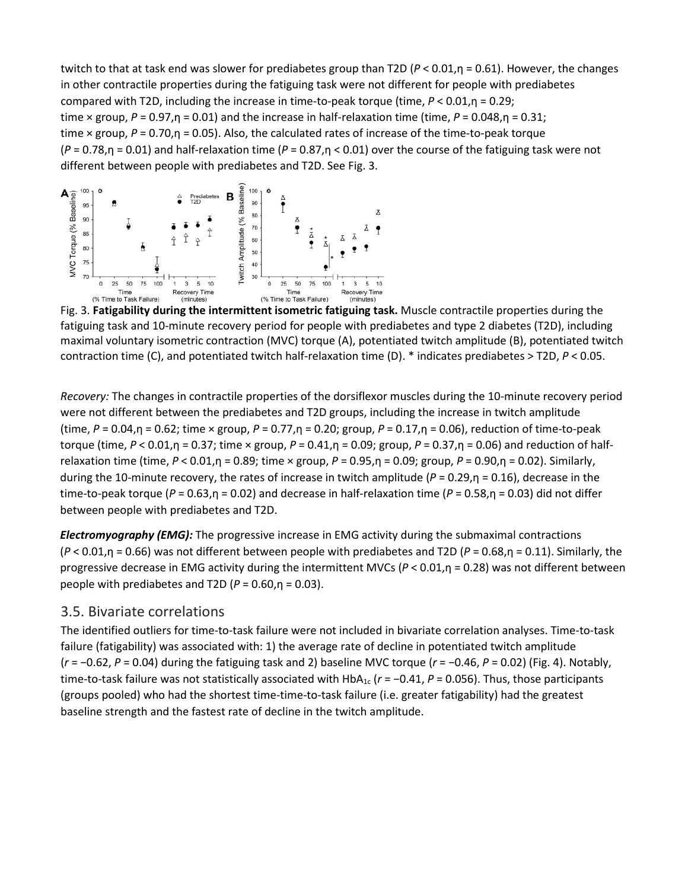twitch to that at task end was slower for prediabetes group than T2D ($P < 0.01$, η = 0.61). However, the changes in other contractile properties during the fatiguing task were not different for people with prediabetes compared with T2D, including the increase in time-to-peak torque (time, $P < 0.01$, η = 0.29; time × group, $P = 0.97$, η = 0.01) and the increase in half-relaxation time (time, $P = 0.048$, η = 0.31; time × group, $P = 0.70$, η = 0.05). Also, the calculated rates of increase of the time-to-peak torque ($P = 0.78$, η = 0.01) and half-relaxation time ($P = 0.87$, η < 0.01) over the course of the fatiguing task were not different between people with prediabetes and T2D. See Fig. 3.

Fig. 3. **Fatigability during the intermittent isometric fatiguing task.** Muscle contractile properties during the fatiguing task and 10-minute recovery period for people with prediabetes and type 2 diabetes (T2D), including maximal voluntary isometric contraction (MVC) torque (A), potentiated twitch amplitude (B), potentiated twitch contraction time (C), and potentiated twitch half-relaxation time (D). * indicates prediabetes > T2D, $P < 0.05$.

*Recovery:* The changes in contractile properties of the dorsiflexor muscles during the 10-minute recovery period were not different between the prediabetes and T2D groups, including the increase in twitch amplitude (time, $P = 0.04$, η = 0.62; time × group, $P = 0.77$, η = 0.20; group, $P = 0.17$, η = 0.06), reduction of time-to-peak torque (time, $P < 0.01$, η = 0.37; time × group, $P = 0.41$, η = 0.09; group, $P = 0.37$, η = 0.06) and reduction of half-relaxation time (time, $P < 0.01$, η = 0.89; time × group, $P = 0.95$, η = 0.09; group, $P = 0.90$, η = 0.02). Similarly, during the 10-minute recovery, the rates of increase in twitch amplitude ($P = 0.29$, η = 0.16), decrease in the time-to-peak torque ($P = 0.63$, η = 0.02) and decrease in half-relaxation time ($P = 0.58$, η = 0.03) did not differ between people with prediabetes and T2D.

***Electromyography (EMG):*** The progressive increase in EMG activity during the submaximal contractions ($P < 0.01$, η = 0.66) was not different between people with prediabetes and T2D ($P = 0.68$, η = 0.11). Similarly, the progressive decrease in EMG activity during the intermittent MVCs ($P < 0.01$, η = 0.28) was not different between people with prediabetes and T2D ($P = 0.60$, η = 0.03).

## 3.5. Bivariate correlations

The identified outliers for time-to-task failure were not included in bivariate correlation analyses. Time-to-task failure (fatigability) was associated with: 1) the average rate of decline in potentiated twitch amplitude ($r = -0.62$, $P = 0.04$) during the fatiguing task and 2) baseline MVC torque ($r = -0.46$, $P = 0.02$) (Fig. 4). Notably, time-to-task failure was not statistically associated with $HbA_{1c}$ ($r = -0.41$, $P = 0.056$). Thus, those participants (groups pooled) who had the shortest time-time-to-task failure (i.e. greater fatigability) had the greatest baseline strength and the fastest rate of decline in the twitch amplitude.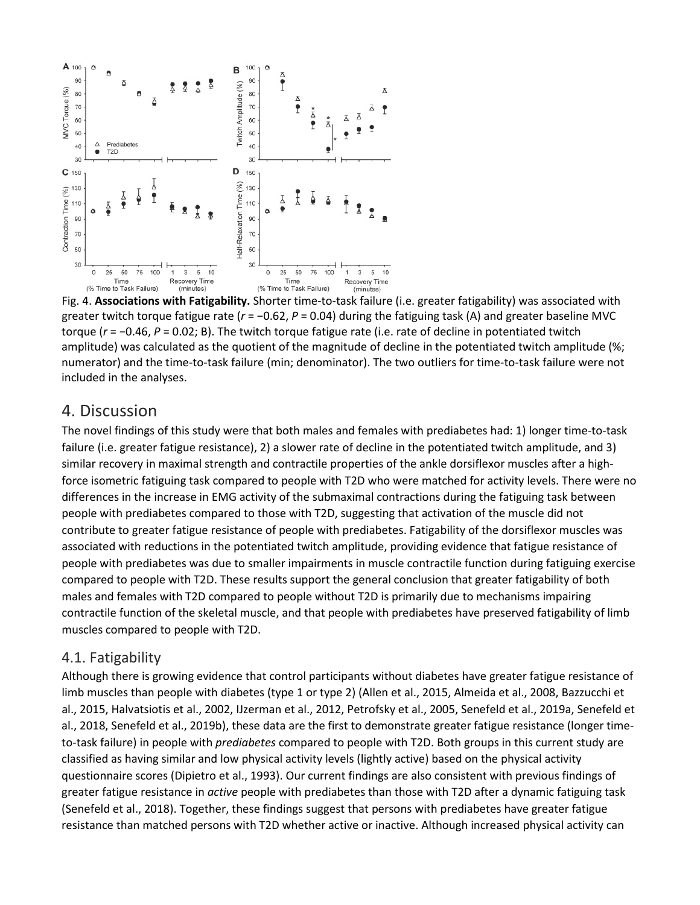Fig. 4. **Associations with Fatigability.** Shorter time-to-task failure (i.e. greater fatigability) was associated with greater twitch torque fatigue rate ($r$ = −0.62, $P$ = 0.04) during the fatiguing task (A) and greater baseline MVC torque ($r$ = −0.46, $P$ = 0.02; B). The twitch torque fatigue rate (i.e. rate of decline in potentiated twitch amplitude) was calculated as the quotient of the magnitude of decline in the potentiated twitch amplitude (%; numerator) and the time-to-task failure (min; denominator). The two outliers for time-to-task failure were not included in the analyses.

# 4. Discussion

The novel findings of this study were that both males and females with prediabetes had: 1) longer time-to-task failure (i.e. greater fatigue resistance), 2) a slower rate of decline in the potentiated twitch amplitude, and 3) similar recovery in maximal strength and contractile properties of the ankle dorsiflexor muscles after a high-force isometric fatiguing task compared to people with T2D who were matched for activity levels. There were no differences in the increase in EMG activity of the submaximal contractions during the fatiguing task between people with prediabetes compared to those with T2D, suggesting that activation of the muscle did not contribute to greater fatigue resistance of people with prediabetes. Fatigability of the dorsiflexor muscles was associated with reductions in the potentiated twitch amplitude, providing evidence that fatigue resistance of people with prediabetes was due to smaller impairments in muscle contractile function during fatiguing exercise compared to people with T2D. These results support the general conclusion that greater fatigability of both males and females with T2D compared to people without T2D is primarily due to mechanisms impairing contractile function of the skeletal muscle, and that people with prediabetes have preserved fatigability of limb muscles compared to people with T2D.

## 4.1. Fatigability

Although there is growing evidence that control participants without diabetes have greater fatigue resistance of limb muscles than people with diabetes (type 1 or type 2) (Allen et al., 2015, Almeida et al., 2008, Bazzucchi et al., 2015, Halvatsiotis et al., 2002, IJzerman et al., 2012, Petrofsky et al., 2005, Senefeld et al., 2019a, Senefeld et al., 2018, Senefeld et al., 2019b), these data are the first to demonstrate greater fatigue resistance (longer time-to-task failure) in people with *prediabetes* compared to people with T2D. Both groups in this current study are classified as having similar and low physical activity levels (lightly active) based on the physical activity questionnaire scores (Dipietro et al., 1993). Our current findings are also consistent with previous findings of greater fatigue resistance in *active* people with prediabetes than those with T2D after a dynamic fatiguing task (Senefeld et al., 2018). Together, these findings suggest that persons with prediabetes have greater fatigue resistance than matched persons with T2D whether active or inactive. Although increased physical activity can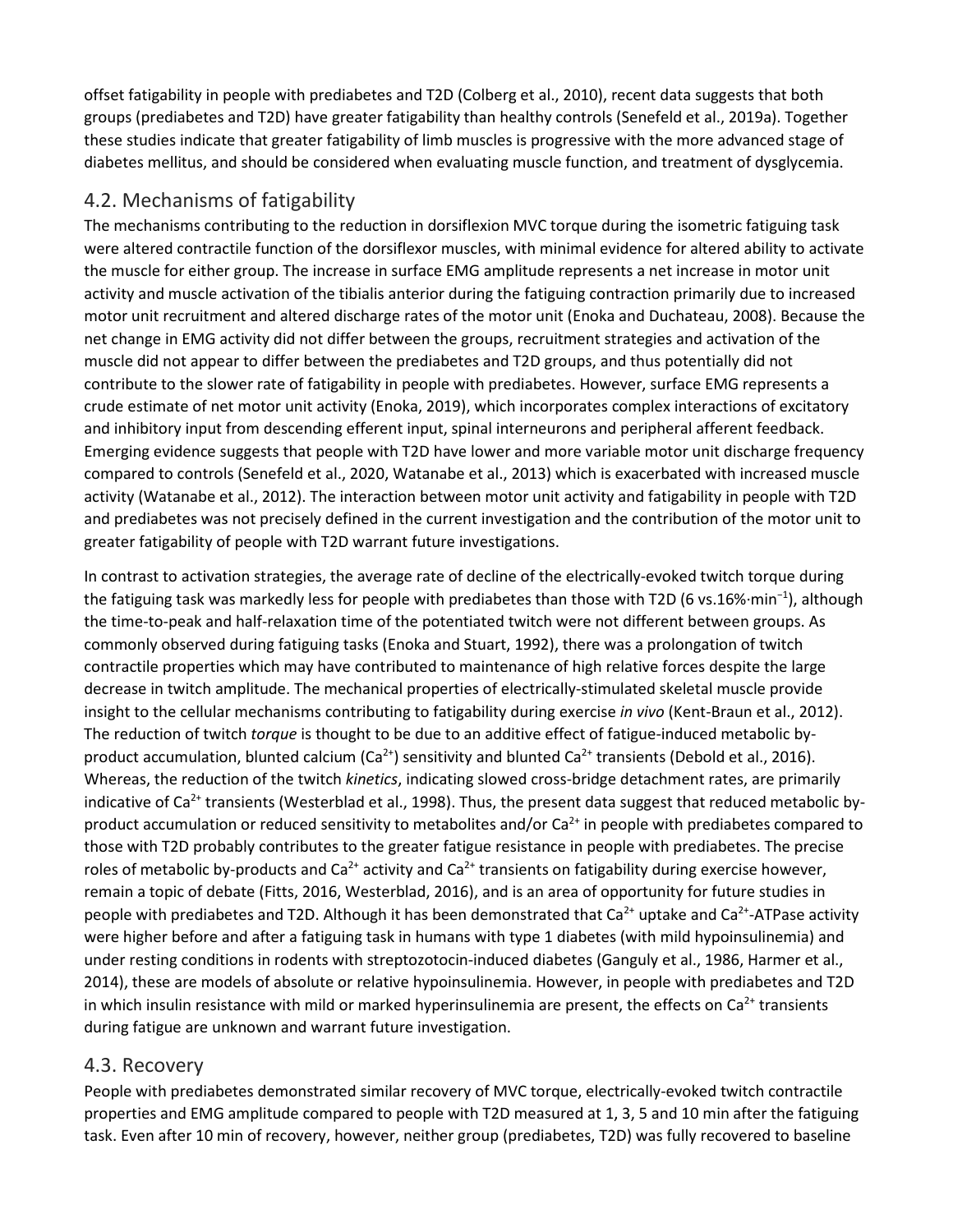offset fatigability in people with prediabetes and T2D (Colberg et al., 2010), recent data suggests that both groups (prediabetes and T2D) have greater fatigability than healthy controls (Senefeld et al., 2019a). Together these studies indicate that greater fatigability of limb muscles is progressive with the more advanced stage of diabetes mellitus, and should be considered when evaluating muscle function, and treatment of dysglycemia.

## 4.2. Mechanisms of fatigability

The mechanisms contributing to the reduction in dorsiflexion MVC torque during the isometric fatiguing task were altered contractile function of the dorsiflexor muscles, with minimal evidence for altered ability to activate the muscle for either group. The increase in surface EMG amplitude represents a net increase in motor unit activity and muscle activation of the tibialis anterior during the fatiguing contraction primarily due to increased motor unit recruitment and altered discharge rates of the motor unit (Enoka and Duchateau, 2008). Because the net change in EMG activity did not differ between the groups, recruitment strategies and activation of the muscle did not appear to differ between the prediabetes and T2D groups, and thus potentially did not contribute to the slower rate of fatigability in people with prediabetes. However, surface EMG represents a crude estimate of net motor unit activity (Enoka, 2019), which incorporates complex interactions of excitatory and inhibitory input from descending efferent input, spinal interneurons and peripheral afferent feedback. Emerging evidence suggests that people with T2D have lower and more variable motor unit discharge frequency compared to controls (Senefeld et al., 2020, Watanabe et al., 2013) which is exacerbated with increased muscle activity (Watanabe et al., 2012). The interaction between motor unit activity and fatigability in people with T2D and prediabetes was not precisely defined in the current investigation and the contribution of the motor unit to greater fatigability of people with T2D warrant future investigations.

In contrast to activation strategies, the average rate of decline of the electrically-evoked twitch torque during the fatiguing task was markedly less for people with prediabetes than those with T2D (6 vs.16%$\cdot$min$^{-1}$), although the time-to-peak and half-relaxation time of the potentiated twitch were not different between groups. As commonly observed during fatiguing tasks (Enoka and Stuart, 1992), there was a prolongation of twitch contractile properties which may have contributed to maintenance of high relative forces despite the large decrease in twitch amplitude. The mechanical properties of electrically-stimulated skeletal muscle provide insight to the cellular mechanisms contributing to fatigability during exercise *in vivo* (Kent-Braun et al., 2012). The reduction of twitch *torque* is thought to be due to an additive effect of fatigue-induced metabolic by-product accumulation, blunted calcium ($Ca^{2+}$) sensitivity and blunted $Ca^{2+}$ transients (Debold et al., 2016). Whereas, the reduction of the twitch *kinetics*, indicating slowed cross-bridge detachment rates, are primarily indicative of $Ca^{2+}$ transients (Westerblad et al., 1998). Thus, the present data suggest that reduced metabolic by-product accumulation or reduced sensitivity to metabolites and/or $Ca^{2+}$ in people with prediabetes compared to those with T2D probably contributes to the greater fatigue resistance in people with prediabetes. The precise roles of metabolic by-products and $Ca^{2+}$ activity and $Ca^{2+}$ transients on fatigability during exercise however, remain a topic of debate (Fitts, 2016, Westerblad, 2016), and is an area of opportunity for future studies in people with prediabetes and T2D. Although it has been demonstrated that $Ca^{2+}$ uptake and $Ca^{2+}$-ATPase activity were higher before and after a fatiguing task in humans with type 1 diabetes (with mild hypoinsulinemia) and under resting conditions in rodents with streptozotocin-induced diabetes (Ganguly et al., 1986, Harmer et al., 2014), these are models of absolute or relative hypoinsulinemia. However, in people with prediabetes and T2D in which insulin resistance with mild or marked hyperinsulinemia are present, the effects on $Ca^{2+}$ transients during fatigue are unknown and warrant future investigation.

## 4.3. Recovery

People with prediabetes demonstrated similar recovery of MVC torque, electrically-evoked twitch contractile properties and EMG amplitude compared to people with T2D measured at 1, 3, 5 and 10 min after the fatiguing task. Even after 10 min of recovery, however, neither group (prediabetes, T2D) was fully recovered to baseline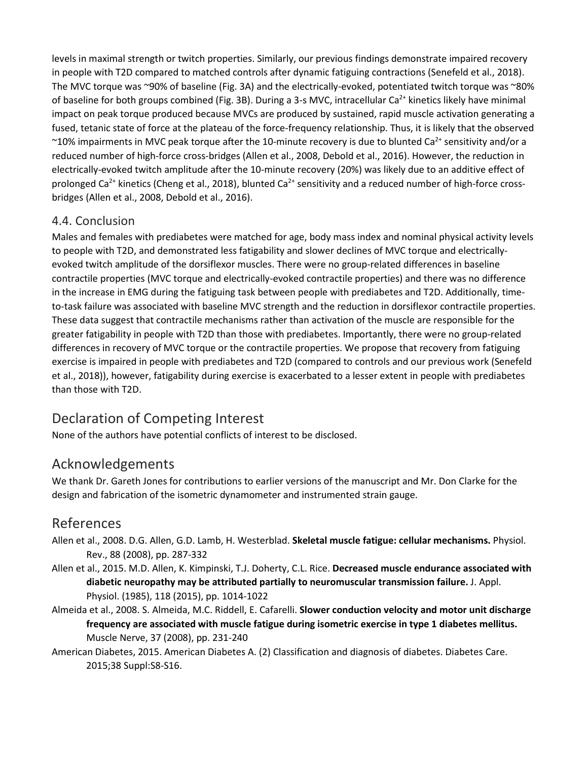levels in maximal strength or twitch properties. Similarly, our previous findings demonstrate impaired recovery in people with T2D compared to matched controls after dynamic fatiguing contractions (Senefeld et al., 2018). The MVC torque was ~90% of baseline (Fig. 3A) and the electrically-evoked, potentiated twitch torque was ~80% of baseline for both groups combined (Fig. 3B). During a 3-s MVC, intracellular $Ca^{2+}$ kinetics likely have minimal impact on peak torque produced because MVCs are produced by sustained, rapid muscle activation generating a fused, tetanic state of force at the plateau of the force-frequency relationship. Thus, it is likely that the observed ~10% impairments in MVC peak torque after the 10-minute recovery is due to blunted $Ca^{2+}$ sensitivity and/or a reduced number of high-force cross-bridges (Allen et al., 2008, Debold et al., 2016). However, the reduction in electrically-evoked twitch amplitude after the 10-minute recovery (20%) was likely due to an additive effect of prolonged $Ca^{2+}$ kinetics (Cheng et al., 2018), blunted $Ca^{2+}$ sensitivity and a reduced number of high-force cross-bridges (Allen et al., 2008, Debold et al., 2016).

### 4.4. Conclusion

Males and females with prediabetes were matched for age, body mass index and nominal physical activity levels to people with T2D, and demonstrated less fatigability and slower declines of MVC torque and electrically-evoked twitch amplitude of the dorsiflexor muscles. There were no group-related differences in baseline contractile properties (MVC torque and electrically-evoked contractile properties) and there was no difference in the increase in EMG during the fatiguing task between people with prediabetes and T2D. Additionally, time-to-task failure was associated with baseline MVC strength and the reduction in dorsiflexor contractile properties. These data suggest that contractile mechanisms rather than activation of the muscle are responsible for the greater fatigability in people with T2D than those with prediabetes. Importantly, there were no group-related differences in recovery of MVC torque or the contractile properties. We propose that recovery from fatiguing exercise is impaired in people with prediabetes and T2D (compared to controls and our previous work (Senefeld et al., 2018)), however, fatigability during exercise is exacerbated to a lesser extent in people with prediabetes than those with T2D.

## Declaration of Competing Interest

None of the authors have potential conflicts of interest to be disclosed.

## Acknowledgements

We thank Dr. Gareth Jones for contributions to earlier versions of the manuscript and Mr. Don Clarke for the design and fabrication of the isometric dynamometer and instrumented strain gauge.

## References

Allen et al., 2008. D.G. Allen, G.D. Lamb, H. Westerblad. **Skeletal muscle fatigue: cellular mechanisms.** Physiol. Rev., 88 (2008), pp. 287-332

Allen et al., 2015. M.D. Allen, K. Kimpinski, T.J. Doherty, C.L. Rice. **Decreased muscle endurance associated with diabetic neuropathy may be attributed partially to neuromuscular transmission failure.** J. Appl. Physiol. (1985), 118 (2015), pp. 1014-1022

Almeida et al., 2008. S. Almeida, M.C. Riddell, E. Cafarelli. **Slower conduction velocity and motor unit discharge frequency are associated with muscle fatigue during isometric exercise in type 1 diabetes mellitus.** Muscle Nerve, 37 (2008), pp. 231-240

American Diabetes, 2015. American Diabetes A. (2) Classification and diagnosis of diabetes. Diabetes Care. 2015;38 Suppl:S8-S16.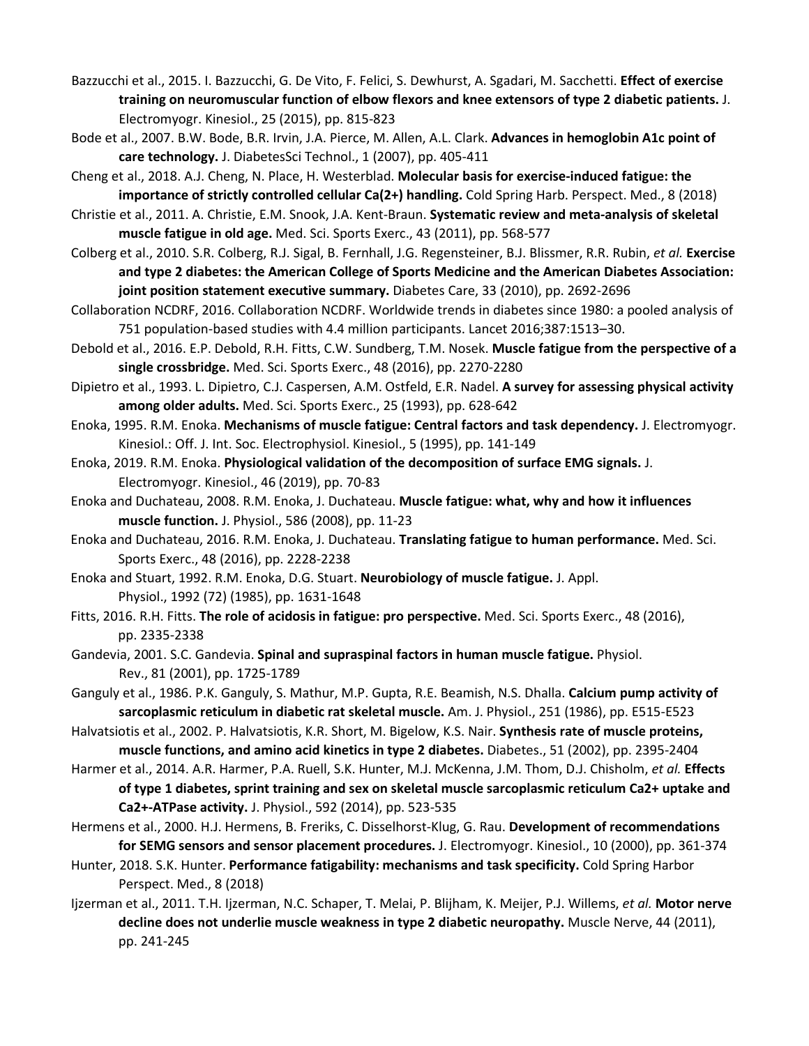Bazzucchi et al., 2015. I. Bazzucchi, G. De Vito, F. Felici, S. Dewhurst, A. Sgadari, M. Sacchetti. **Effect of exercise training on neuromuscular function of elbow flexors and knee extensors of type 2 diabetic patients.** J. Electromyogr. Kinesiol., 25 (2015), pp. 815-823

Bode et al., 2007. B.W. Bode, B.R. Irvin, J.A. Pierce, M. Allen, A.L. Clark. **Advances in hemoglobin A1c point of care technology.** J. DiabetesSci Technol., 1 (2007), pp. 405-411

Cheng et al., 2018. A.J. Cheng, N. Place, H. Westerblad. **Molecular basis for exercise-induced fatigue: the importance of strictly controlled cellular Ca(2+) handling.** Cold Spring Harb. Perspect. Med., 8 (2018)

Christie et al., 2011. A. Christie, E.M. Snook, J.A. Kent-Braun. **Systematic review and meta-analysis of skeletal muscle fatigue in old age.** Med. Sci. Sports Exerc., 43 (2011), pp. 568-577

Colberg et al., 2010. S.R. Colberg, R.J. Sigal, B. Fernhall, J.G. Regensteiner, B.J. Blissmer, R.R. Rubin, *et al.* **Exercise and type 2 diabetes: the American College of Sports Medicine and the American Diabetes Association: joint position statement executive summary.** Diabetes Care, 33 (2010), pp. 2692-2696

Collaboration NCDRF, 2016. Collaboration NCDRF. Worldwide trends in diabetes since 1980: a pooled analysis of 751 population-based studies with 4.4 million participants. Lancet 2016;387:1513–30.

Debold et al., 2016. E.P. Debold, R.H. Fitts, C.W. Sundberg, T.M. Nosek. **Muscle fatigue from the perspective of a single crossbridge.** Med. Sci. Sports Exerc., 48 (2016), pp. 2270-2280

Dipietro et al., 1993. L. Dipietro, C.J. Caspersen, A.M. Ostfeld, E.R. Nadel. **A survey for assessing physical activity among older adults.** Med. Sci. Sports Exerc., 25 (1993), pp. 628-642

Enoka, 1995. R.M. Enoka. **Mechanisms of muscle fatigue: Central factors and task dependency.** J. Electromyogr. Kinesiol.: Off. J. Int. Soc. Electrophysiol. Kinesiol., 5 (1995), pp. 141-149

Enoka, 2019. R.M. Enoka. **Physiological validation of the decomposition of surface EMG signals.** J. Electromyogr. Kinesiol., 46 (2019), pp. 70-83

Enoka and Duchateau, 2008. R.M. Enoka, J. Duchateau. **Muscle fatigue: what, why and how it influences muscle function.** J. Physiol., 586 (2008), pp. 11-23

Enoka and Duchateau, 2016. R.M. Enoka, J. Duchateau. **Translating fatigue to human performance.** Med. Sci. Sports Exerc., 48 (2016), pp. 2228-2238

Enoka and Stuart, 1992. R.M. Enoka, D.G. Stuart. **Neurobiology of muscle fatigue.** J. Appl. Physiol., 1992 (72) (1985), pp. 1631-1648

Fitts, 2016. R.H. Fitts. **The role of acidosis in fatigue: pro perspective.** Med. Sci. Sports Exerc., 48 (2016), pp. 2335-2338

Gandevia, 2001. S.C. Gandevia. **Spinal and supraspinal factors in human muscle fatigue.** Physiol. Rev., 81 (2001), pp. 1725-1789

Ganguly et al., 1986. P.K. Ganguly, S. Mathur, M.P. Gupta, R.E. Beamish, N.S. Dhalla. **Calcium pump activity of sarcoplasmic reticulum in diabetic rat skeletal muscle.** Am. J. Physiol., 251 (1986), pp. E515-E523

Halvatsiotis et al., 2002. P. Halvatsiotis, K.R. Short, M. Bigelow, K.S. Nair. **Synthesis rate of muscle proteins, muscle functions, and amino acid kinetics in type 2 diabetes.** Diabetes., 51 (2002), pp. 2395-2404

Harmer et al., 2014. A.R. Harmer, P.A. Ruell, S.K. Hunter, M.J. McKenna, J.M. Thom, D.J. Chisholm, *et al.* **Effects of type 1 diabetes, sprint training and sex on skeletal muscle sarcoplasmic reticulum Ca2+ uptake and Ca2+-ATPase activity.** J. Physiol., 592 (2014), pp. 523-535

Hermens et al., 2000. H.J. Hermens, B. Freriks, C. Disselhorst-Klug, G. Rau. **Development of recommendations for SEMG sensors and sensor placement procedures.** J. Electromyogr. Kinesiol., 10 (2000), pp. 361-374

Hunter, 2018. S.K. Hunter. **Performance fatigability: mechanisms and task specificity.** Cold Spring Harbor Perspect. Med., 8 (2018)

Ijzerman et al., 2011. T.H. Ijzerman, N.C. Schaper, T. Melai, P. Blijham, K. Meijer, P.J. Willems, *et al.* **Motor nerve decline does not underlie muscle weakness in type 2 diabetic neuropathy.** Muscle Nerve, 44 (2011), pp. 241-245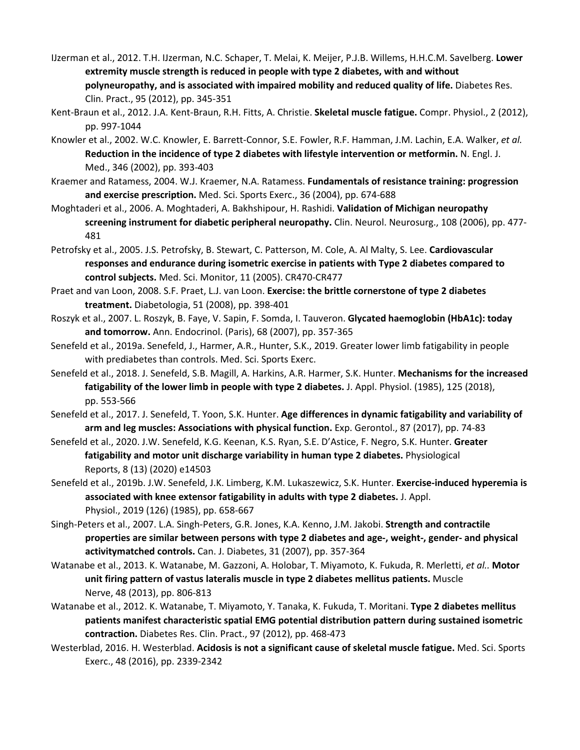IJzerman et al., 2012. T.H. IJzerman, N.C. Schaper, T. Melai, K. Meijer, P.J.B. Willems, H.H.C.M. Savelberg. **Lower extremity muscle strength is reduced in people with type 2 diabetes, with and without polyneuropathy, and is associated with impaired mobility and reduced quality of life.** Diabetes Res. Clin. Pract., 95 (2012), pp. 345-351

Kent-Braun et al., 2012. J.A. Kent-Braun, R.H. Fitts, A. Christie. **Skeletal muscle fatigue.** Compr. Physiol., 2 (2012), pp. 997-1044

Knowler et al., 2002. W.C. Knowler, E. Barrett-Connor, S.E. Fowler, R.F. Hamman, J.M. Lachin, E.A. Walker, *et al.* **Reduction in the incidence of type 2 diabetes with lifestyle intervention or metformin.** N. Engl. J. Med., 346 (2002), pp. 393-403

Kraemer and Ratamess, 2004. W.J. Kraemer, N.A. Ratamess. **Fundamentals of resistance training: progression and exercise prescription.** Med. Sci. Sports Exerc., 36 (2004), pp. 674-688

Moghtaderi et al., 2006. A. Moghtaderi, A. Bakhshipour, H. Rashidi. **Validation of Michigan neuropathy screening instrument for diabetic peripheral neuropathy.** Clin. Neurol. Neurosurg., 108 (2006), pp. 477-481

Petrofsky et al., 2005. J.S. Petrofsky, B. Stewart, C. Patterson, M. Cole, A. Al Malty, S. Lee. **Cardiovascular responses and endurance during isometric exercise in patients with Type 2 diabetes compared to control subjects.** Med. Sci. Monitor, 11 (2005). CR470-CR477

Praet and van Loon, 2008. S.F. Praet, L.J. van Loon. **Exercise: the brittle cornerstone of type 2 diabetes treatment.** Diabetologia, 51 (2008), pp. 398-401

Roszyk et al., 2007. L. Roszyk, B. Faye, V. Sapin, F. Somda, I. Tauveron. **Glycated haemoglobin (HbA1c): today and tomorrow.** Ann. Endocrinol. (Paris), 68 (2007), pp. 357-365

Senefeld et al., 2019a. Senefeld, J., Harmer, A.R., Hunter, S.K., 2019. Greater lower limb fatigability in people with prediabetes than controls. Med. Sci. Sports Exerc.

Senefeld et al., 2018. J. Senefeld, S.B. Magill, A. Harkins, A.R. Harmer, S.K. Hunter. **Mechanisms for the increased fatigability of the lower limb in people with type 2 diabetes.** J. Appl. Physiol. (1985), 125 (2018), pp. 553-566

Senefeld et al., 2017. J. Senefeld, T. Yoon, S.K. Hunter. **Age differences in dynamic fatigability and variability of arm and leg muscles: Associations with physical function.** Exp. Gerontol., 87 (2017), pp. 74-83

Senefeld et al., 2020. J.W. Senefeld, K.G. Keenan, K.S. Ryan, S.E. D'Astice, F. Negro, S.K. Hunter. **Greater fatigability and motor unit discharge variability in human type 2 diabetes.** Physiological Reports, 8 (13) (2020) e14503

Senefeld et al., 2019b. J.W. Senefeld, J.K. Limberg, K.M. Lukaszewicz, S.K. Hunter. **Exercise-induced hyperemia is associated with knee extensor fatigability in adults with type 2 diabetes.** J. Appl. Physiol., 2019 (126) (1985), pp. 658-667

Singh-Peters et al., 2007. L.A. Singh-Peters, G.R. Jones, K.A. Kenno, J.M. Jakobi. **Strength and contractile properties are similar between persons with type 2 diabetes and age-, weight-, gender- and physical activitymatched controls.** Can. J. Diabetes, 31 (2007), pp. 357-364

Watanabe et al., 2013. K. Watanabe, M. Gazzoni, A. Holobar, T. Miyamoto, K. Fukuda, R. Merletti, *et al.*. **Motor unit firing pattern of vastus lateralis muscle in type 2 diabetes mellitus patients.** Muscle Nerve, 48 (2013), pp. 806-813

Watanabe et al., 2012. K. Watanabe, T. Miyamoto, Y. Tanaka, K. Fukuda, T. Moritani. **Type 2 diabetes mellitus patients manifest characteristic spatial EMG potential distribution pattern during sustained isometric contraction.** Diabetes Res. Clin. Pract., 97 (2012), pp. 468-473

Westerblad, 2016. H. Westerblad. **Acidosis is not a significant cause of skeletal muscle fatigue.** Med. Sci. Sports Exerc., 48 (2016), pp. 2339-2342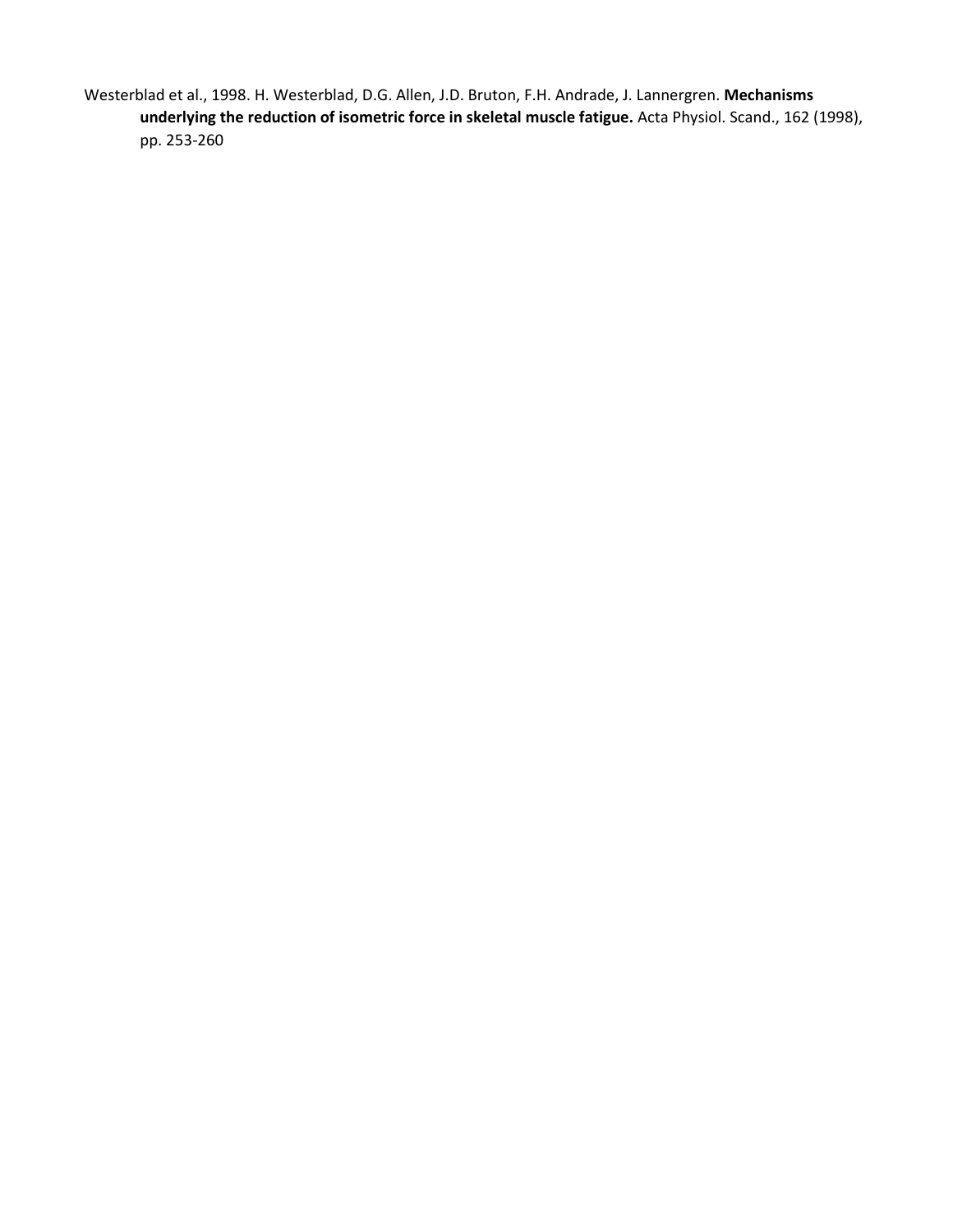Westerblad et al., 1998. H. Westerblad, D.G. Allen, J.D. Bruton, F.H. Andrade, J. Lannergren. **Mechanisms underlying the reduction of isometric force in skeletal muscle fatigue.** Acta Physiol. Scand., 162 (1998), pp. 253-260